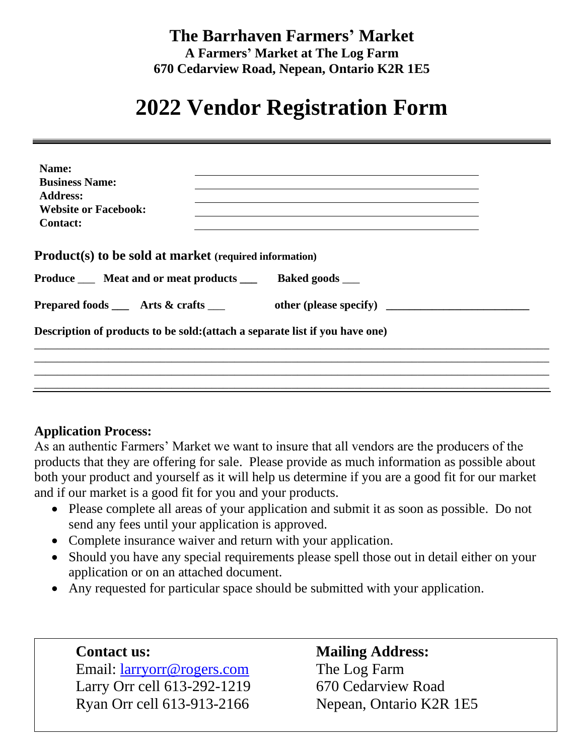# The Barrhaven Farmers' Market

**A Farmers' Market at The Log Farm**
**670 Cedarview Road, Nepean, Ontario K2R 1E5**

# 2022 Vendor Registration Form

---

**Name:** ______________________________
**Business Name:** ______________________________
**Address:** ______________________________
**Website or Facebook:** ______________________________
**Contact:** ______________________________

**Product(s) to be sold at market (required information)**

**Produce** ___ **Meat and or meat products** ___ **Baked goods** ___

**Prepared foods** ___ **Arts & crafts** ___ **other (please specify)** ________________________

**Description of products to be sold:(attach a separate list if you have one)**

______________________________________________________________________________
______________________________________________________________________________
______________________________________________________________________________
______________________________________________________________________________

**Application Process:**

As an authentic Farmers' Market we want to insure that all vendors are the producers of the products that they are offering for sale. Please provide as much information as possible about both your product and yourself as it will help us determine if you are a good fit for our market and if our market is a good fit for you and your products.

- Please complete all areas of your application and submit it as soon as possible. Do not send any fees until your application is approved.
- Complete insurance waiver and return with your application.
- Should you have any special requirements please spell those out in detail either on your application or on an attached document.
- Any requested for particular space should be submitted with your application.

**Contact us:**
Email: larryorr@rogers.com
Larry Orr cell 613-292-1219
Ryan Orr cell 613-913-2166

**Mailing Address:**
The Log Farm
670 Cedarview Road
Nepean, Ontario K2R 1E5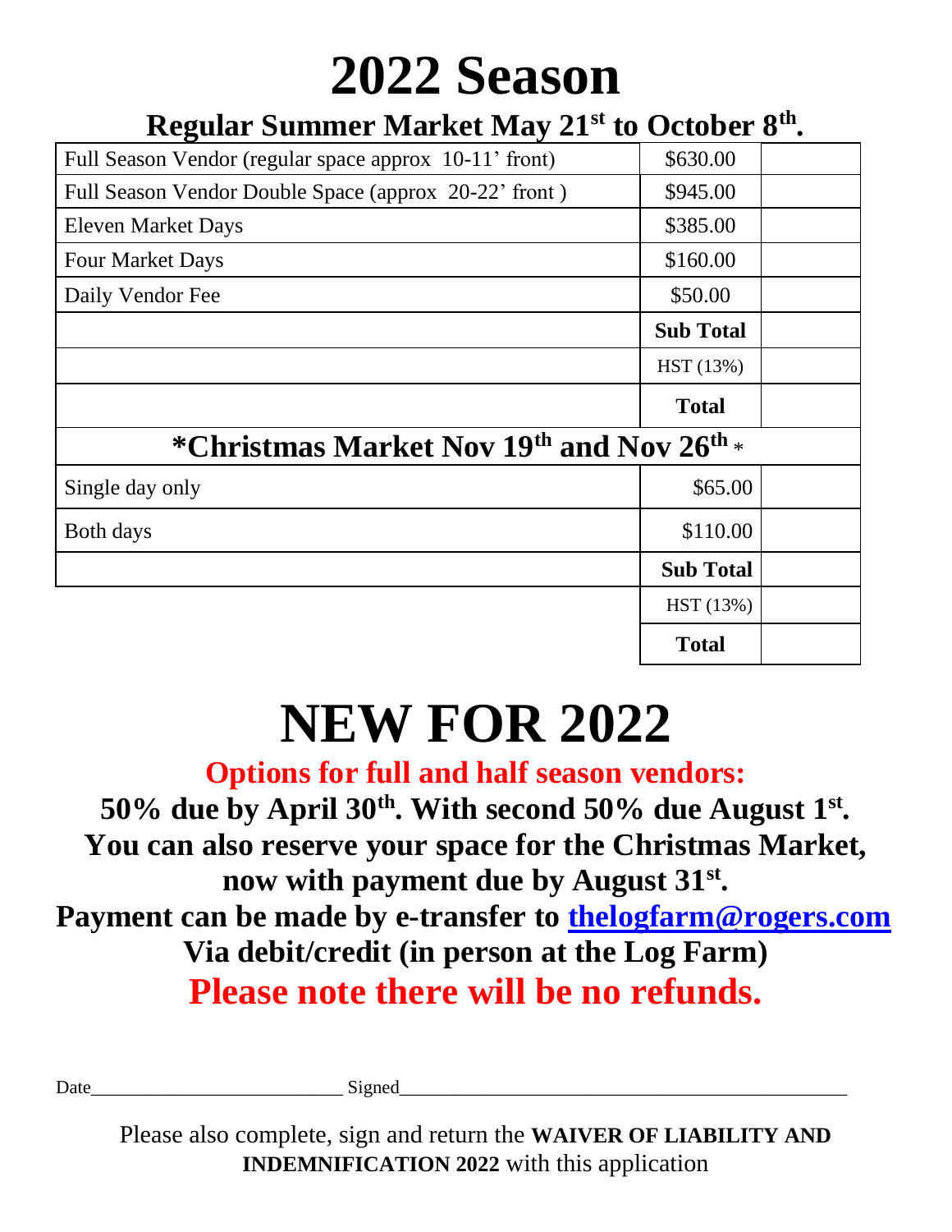# 2022 Season

## Regular Summer Market May 21st to October 8th.

| Item | Price | |
|---|---|---|
| Full Season Vendor (regular space approx 10-11' front) | $630.00 | |
| Full Season Vendor Double Space (approx 20-22' front ) | $945.00 | |
| Eleven Market Days | $385.00 | |
| Four Market Days | $160.00 | |
| Daily Vendor Fee | $50.00 | |
| | **Sub Total** | |
| | HST (13%) | |
| | **Total** | |
| **\*Christmas Market Nov 19th and Nov 26th \*** | | |
| Single day only | $65.00 | |
| Both days | $110.00 | |
| | **Sub Total** | |
| | HST (13%) | |
| | **Total** | |

# NEW FOR 2022

**Options for full and half season vendors:**

**50% due by April 30th. With second 50% due August 1st.**

**You can also reserve your space for the Christmas Market, now with payment due by August 31st.**

**Payment can be made by e-transfer to thelogfarm@rogers.com**

**Via debit/credit (in person at the Log Farm)**

**Please note there will be no refunds.**

Date__________________________ Signed_______________________________________________

Please also complete, sign and return the **WAIVER OF LIABILITY AND INDEMNIFICATION 2022** with this application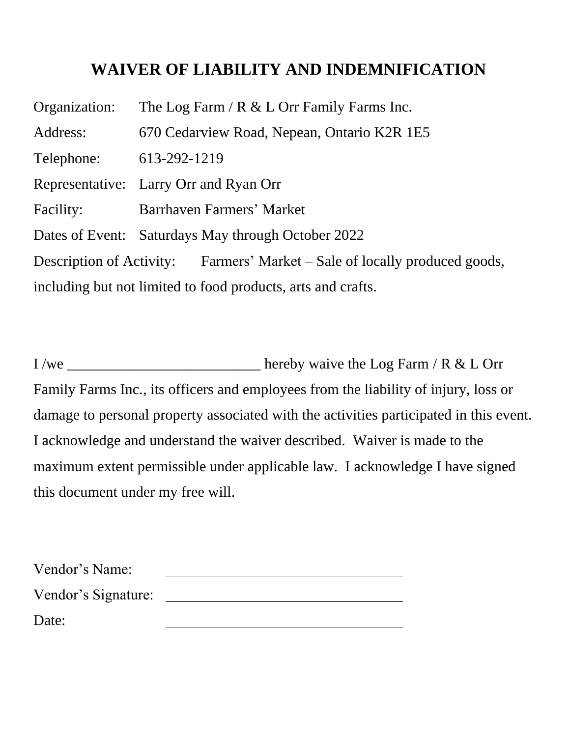# WAIVER OF LIABILITY AND INDEMNIFICATION

Organization: The Log Farm / R & L Orr Family Farms Inc.

Address: 670 Cedarview Road, Nepean, Ontario K2R 1E5

Telephone: 613-292-1219

Representative: Larry Orr and Ryan Orr

Facility: Barrhaven Farmers' Market

Dates of Event: Saturdays May through October 2022

Description of Activity: Farmers' Market – Sale of locally produced goods, including but not limited to food products, arts and crafts.

I /we __________________________ hereby waive the Log Farm / R & L Orr Family Farms Inc., its officers and employees from the liability of injury, loss or damage to personal property associated with the activities participated in this event. I acknowledge and understand the waiver described. Waiver is made to the maximum extent permissible under applicable law. I acknowledge I have signed this document under my free will.

Vendor's Name: ________________________________

Vendor's Signature: ________________________________

Date: ________________________________